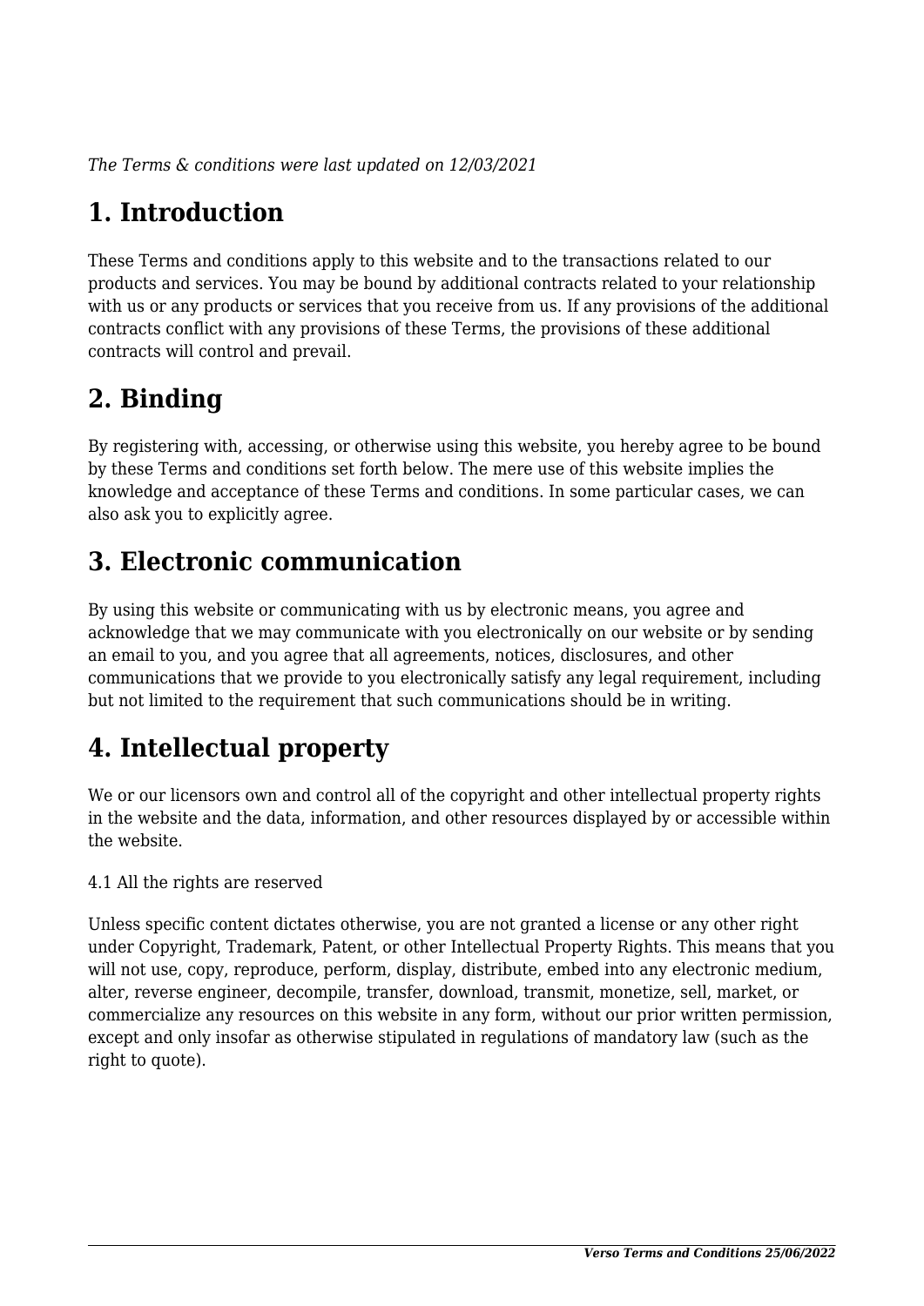*The Terms & conditions were last updated on 12/03/2021*

# 1. Introduction

These Terms and conditions apply to this website and to the transactions related to our products and services. You may be bound by additional contracts related to your relationship with us or any products or services that you receive from us. If any provisions of the additional contracts conflict with any provisions of these Terms, the provisions of these additional contracts will control and prevail.

# 2. Binding

By registering with, accessing, or otherwise using this website, you hereby agree to be bound by these Terms and conditions set forth below. The mere use of this website implies the knowledge and acceptance of these Terms and conditions. In some particular cases, we can also ask you to explicitly agree.

# 3. Electronic communication

By using this website or communicating with us by electronic means, you agree and acknowledge that we may communicate with you electronically on our website or by sending an email to you, and you agree that all agreements, notices, disclosures, and other communications that we provide to you electronically satisfy any legal requirement, including but not limited to the requirement that such communications should be in writing.

# 4. Intellectual property

We or our licensors own and control all of the copyright and other intellectual property rights in the website and the data, information, and other resources displayed by or accessible within the website.

4.1 All the rights are reserved

Unless specific content dictates otherwise, you are not granted a license or any other right under Copyright, Trademark, Patent, or other Intellectual Property Rights. This means that you will not use, copy, reproduce, perform, display, distribute, embed into any electronic medium, alter, reverse engineer, decompile, transfer, download, transmit, monetize, sell, market, or commercialize any resources on this website in any form, without our prior written permission, except and only insofar as otherwise stipulated in regulations of mandatory law (such as the right to quote).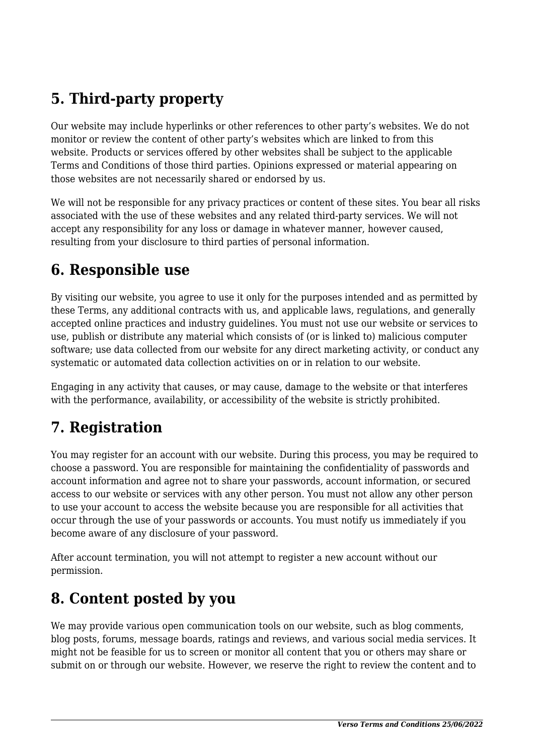## 5. Third-party property

Our website may include hyperlinks or other references to other party's websites. We do not monitor or review the content of other party's websites which are linked to from this website. Products or services offered by other websites shall be subject to the applicable Terms and Conditions of those third parties. Opinions expressed or material appearing on those websites are not necessarily shared or endorsed by us.

We will not be responsible for any privacy practices or content of these sites. You bear all risks associated with the use of these websites and any related third-party services. We will not accept any responsibility for any loss or damage in whatever manner, however caused, resulting from your disclosure to third parties of personal information.

## 6. Responsible use

By visiting our website, you agree to use it only for the purposes intended and as permitted by these Terms, any additional contracts with us, and applicable laws, regulations, and generally accepted online practices and industry guidelines. You must not use our website or services to use, publish or distribute any material which consists of (or is linked to) malicious computer software; use data collected from our website for any direct marketing activity, or conduct any systematic or automated data collection activities on or in relation to our website.

Engaging in any activity that causes, or may cause, damage to the website or that interferes with the performance, availability, or accessibility of the website is strictly prohibited.

## 7. Registration

You may register for an account with our website. During this process, you may be required to choose a password. You are responsible for maintaining the confidentiality of passwords and account information and agree not to share your passwords, account information, or secured access to our website or services with any other person. You must not allow any other person to use your account to access the website because you are responsible for all activities that occur through the use of your passwords or accounts. You must notify us immediately if you become aware of any disclosure of your password.

After account termination, you will not attempt to register a new account without our permission.

## 8. Content posted by you

We may provide various open communication tools on our website, such as blog comments, blog posts, forums, message boards, ratings and reviews, and various social media services. It might not be feasible for us to screen or monitor all content that you or others may share or submit on or through our website. However, we reserve the right to review the content and to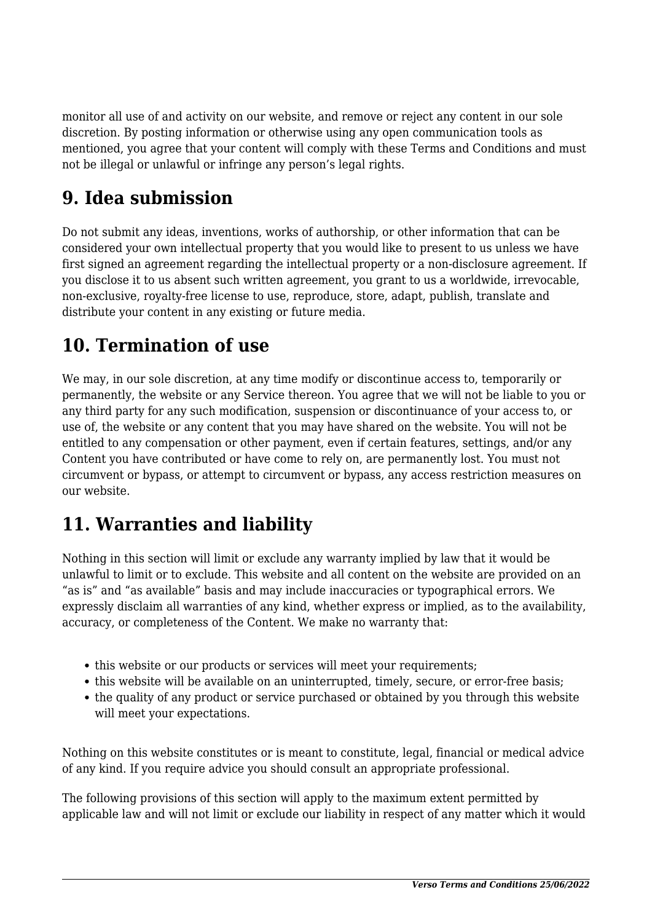monitor all use of and activity on our website, and remove or reject any content in our sole discretion. By posting information or otherwise using any open communication tools as mentioned, you agree that your content will comply with these Terms and Conditions and must not be illegal or unlawful or infringe any person's legal rights.

## 9. Idea submission

Do not submit any ideas, inventions, works of authorship, or other information that can be considered your own intellectual property that you would like to present to us unless we have first signed an agreement regarding the intellectual property or a non-disclosure agreement. If you disclose it to us absent such written agreement, you grant to us a worldwide, irrevocable, non-exclusive, royalty-free license to use, reproduce, store, adapt, publish, translate and distribute your content in any existing or future media.

## 10. Termination of use

We may, in our sole discretion, at any time modify or discontinue access to, temporarily or permanently, the website or any Service thereon. You agree that we will not be liable to you or any third party for any such modification, suspension or discontinuance of your access to, or use of, the website or any content that you may have shared on the website. You will not be entitled to any compensation or other payment, even if certain features, settings, and/or any Content you have contributed or have come to rely on, are permanently lost. You must not circumvent or bypass, or attempt to circumvent or bypass, any access restriction measures on our website.

## 11. Warranties and liability

Nothing in this section will limit or exclude any warranty implied by law that it would be unlawful to limit or to exclude. This website and all content on the website are provided on an "as is" and "as available" basis and may include inaccuracies or typographical errors. We expressly disclaim all warranties of any kind, whether express or implied, as to the availability, accuracy, or completeness of the Content. We make no warranty that:

- this website or our products or services will meet your requirements;
- this website will be available on an uninterrupted, timely, secure, or error-free basis;
- the quality of any product or service purchased or obtained by you through this website will meet your expectations.

Nothing on this website constitutes or is meant to constitute, legal, financial or medical advice of any kind. If you require advice you should consult an appropriate professional.

The following provisions of this section will apply to the maximum extent permitted by applicable law and will not limit or exclude our liability in respect of any matter which it would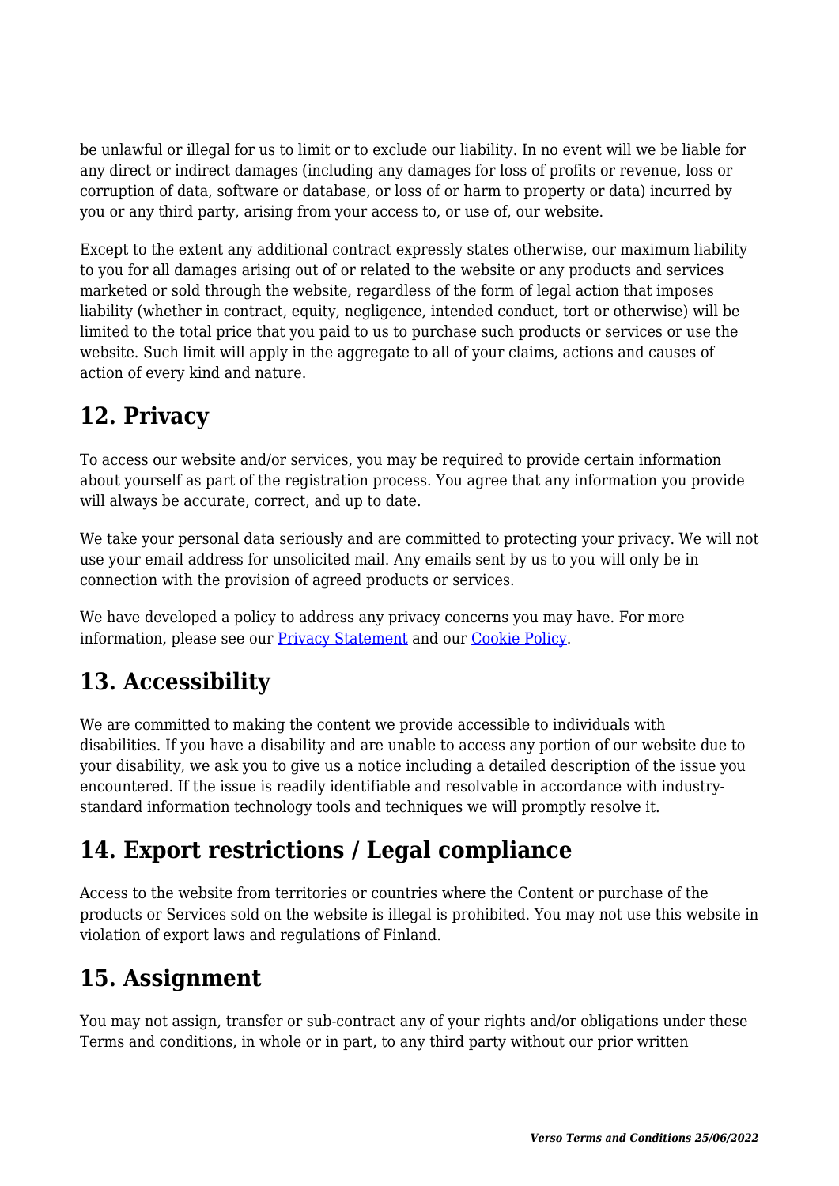be unlawful or illegal for us to limit or to exclude our liability. In no event will we be liable for any direct or indirect damages (including any damages for loss of profits or revenue, loss or corruption of data, software or database, or loss of or harm to property or data) incurred by you or any third party, arising from your access to, or use of, our website.

Except to the extent any additional contract expressly states otherwise, our maximum liability to you for all damages arising out of or related to the website or any products and services marketed or sold through the website, regardless of the form of legal action that imposes liability (whether in contract, equity, negligence, intended conduct, tort or otherwise) will be limited to the total price that you paid to us to purchase such products or services or use the website. Such limit will apply in the aggregate to all of your claims, actions and causes of action of every kind and nature.

## 12. Privacy

To access our website and/or services, you may be required to provide certain information about yourself as part of the registration process. You agree that any information you provide will always be accurate, correct, and up to date.

We take your personal data seriously and are committed to protecting your privacy. We will not use your email address for unsolicited mail. Any emails sent by us to you will only be in connection with the provision of agreed products or services.

We have developed a policy to address any privacy concerns you may have. For more information, please see our [Privacy Statement]() and our [Cookie Policy]().

## 13. Accessibility

We are committed to making the content we provide accessible to individuals with disabilities. If you have a disability and are unable to access any portion of our website due to your disability, we ask you to give us a notice including a detailed description of the issue you encountered. If the issue is readily identifiable and resolvable in accordance with industry-standard information technology tools and techniques we will promptly resolve it.

## 14. Export restrictions / Legal compliance

Access to the website from territories or countries where the Content or purchase of the products or Services sold on the website is illegal is prohibited. You may not use this website in violation of export laws and regulations of Finland.

## 15. Assignment

You may not assign, transfer or sub-contract any of your rights and/or obligations under these Terms and conditions, in whole or in part, to any third party without our prior written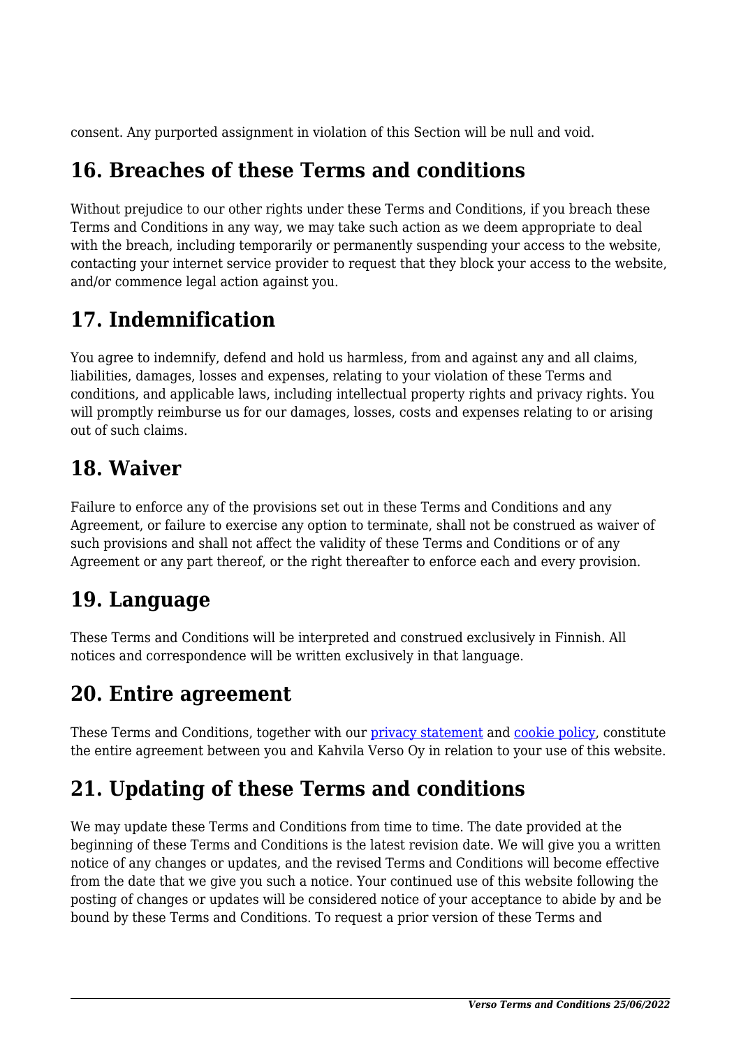consent. Any purported assignment in violation of this Section will be null and void.

## 16. Breaches of these Terms and conditions

Without prejudice to our other rights under these Terms and Conditions, if you breach these Terms and Conditions in any way, we may take such action as we deem appropriate to deal with the breach, including temporarily or permanently suspending your access to the website, contacting your internet service provider to request that they block your access to the website, and/or commence legal action against you.

## 17. Indemnification

You agree to indemnify, defend and hold us harmless, from and against any and all claims, liabilities, damages, losses and expenses, relating to your violation of these Terms and conditions, and applicable laws, including intellectual property rights and privacy rights. You will promptly reimburse us for our damages, losses, costs and expenses relating to or arising out of such claims.

## 18. Waiver

Failure to enforce any of the provisions set out in these Terms and Conditions and any Agreement, or failure to exercise any option to terminate, shall not be construed as waiver of such provisions and shall not affect the validity of these Terms and Conditions or of any Agreement or any part thereof, or the right thereafter to enforce each and every provision.

## 19. Language

These Terms and Conditions will be interpreted and construed exclusively in Finnish. All notices and correspondence will be written exclusively in that language.

## 20. Entire agreement

These Terms and Conditions, together with our [privacy statement] and [cookie policy], constitute the entire agreement between you and Kahvila Verso Oy in relation to your use of this website.

## 21. Updating of these Terms and conditions

We may update these Terms and Conditions from time to time. The date provided at the beginning of these Terms and Conditions is the latest revision date. We will give you a written notice of any changes or updates, and the revised Terms and Conditions will become effective from the date that we give you such a notice. Your continued use of this website following the posting of changes or updates will be considered notice of your acceptance to abide by and be bound by these Terms and Conditions. To request a prior version of these Terms and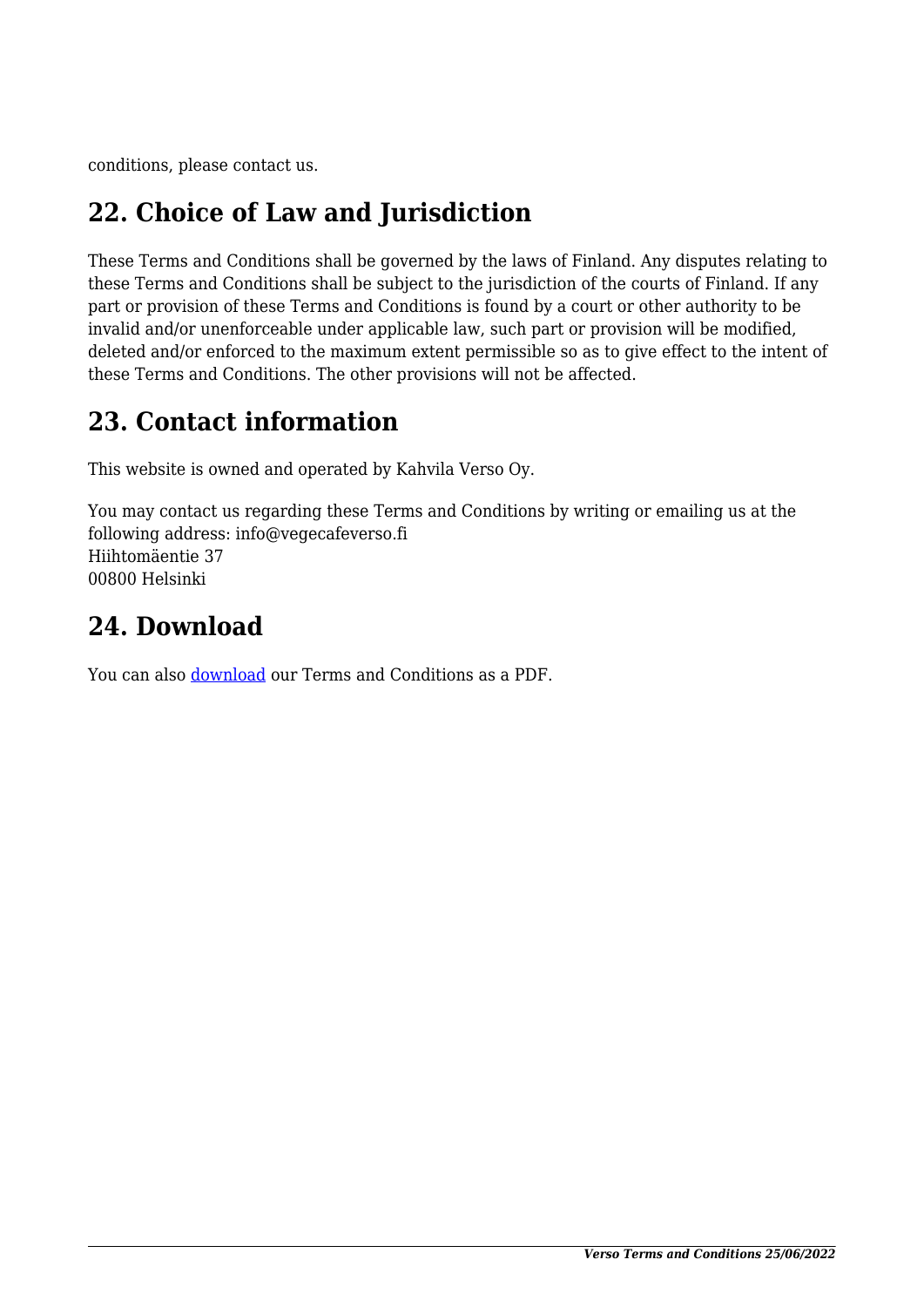conditions, please contact us.

## 22. Choice of Law and Jurisdiction

These Terms and Conditions shall be governed by the laws of Finland. Any disputes relating to these Terms and Conditions shall be subject to the jurisdiction of the courts of Finland. If any part or provision of these Terms and Conditions is found by a court or other authority to be invalid and/or unenforceable under applicable law, such part or provision will be modified, deleted and/or enforced to the maximum extent permissible so as to give effect to the intent of these Terms and Conditions. The other provisions will not be affected.

## 23. Contact information

This website is owned and operated by Kahvila Verso Oy.

You may contact us regarding these Terms and Conditions by writing or emailing us at the following address: info@vegecafeverso.fi
Hiihtomäentie 37
00800 Helsinki

## 24. Download

You can also download our Terms and Conditions as a PDF.